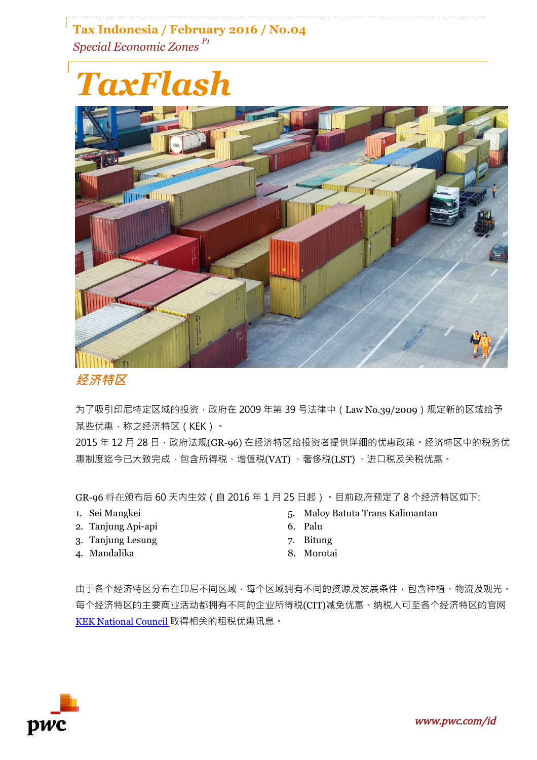Tax Indonesia / February 2016 / No.04

*Special Economic Zones*

# TaxFlash

## 经济特区

为了吸引印尼特定区域的投资，政府在 2009 年第 39 号法律中（Law No.39/2009）规定新的区域给予某些优惠，称之经济特区（KEK）。

2015 年 12 月 28 日，政府法规(GR-96) 在经济特区给投资者提供详细的优惠政策。经济特区中的税务优惠制度迄今已大致完成，包含所得税、增值税(VAT) 、奢侈税(LST) 、进口税及关税优惠。

GR-96 将在颁布后 60 天内生效（自 2016 年 1 月 25 日起）。目前政府预定了 8 个经济特区如下:

1. Sei Mangkei
2. Tanjung Api-api
3. Tanjung Lesung
4. Mandalika
5. Maloy Batuta Trans Kalimantan
6. Palu
7. Bitung
8. Morotai

由于各个经济特区分布在印尼不同区域，每个区域拥有不同的资源及发展条件，包含种植、物流及观光。每个经济特区的主要商业活动都拥有不同的企业所得税(CIT)减免优惠。纳税人可至各个经济特区的官网 [KEK National Council] 取得相关的租税优惠讯息。

www.pwc.com/id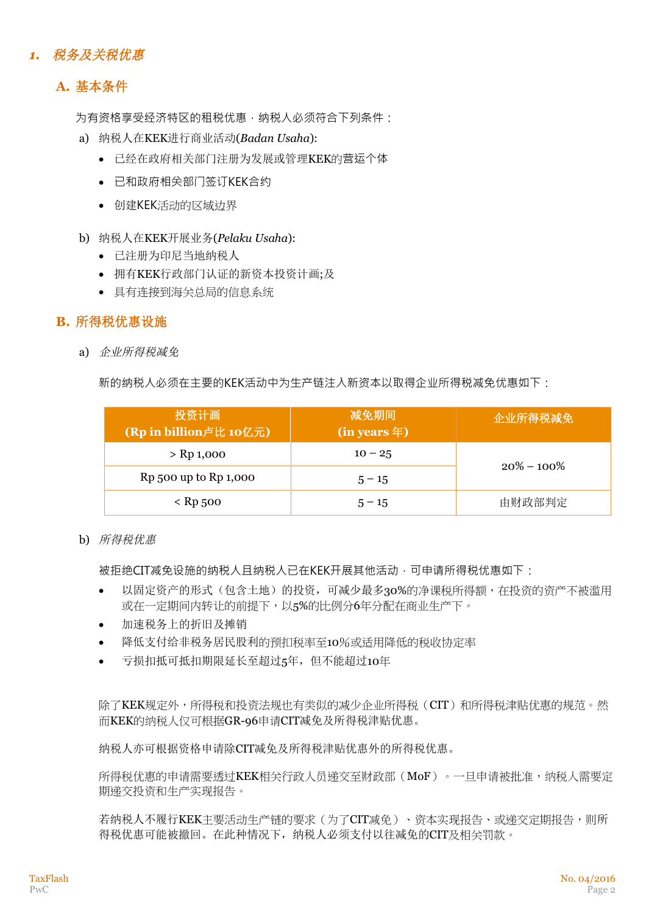## 1. 税务及关税优惠

### A. 基本条件

为有资格享受经济特区的租税优惠，纳税人必须符合下列条件：

a) 纳税人在KEK进行商业活动(*Badan Usaha*):

- 已经在政府相关部门注册为发展或管理KEK的营运个体
- 已和政府相关部门签订KEK合约
- 创建KEK活动的区域边界

b) 纳税人在KEK开展业务(*Pelaku Usaha*):

- 已注册为印尼当地纳税人
- 拥有KEK行政部门认证的新资本投资计画;及
- 具有连接到海关总局的信息系统

### B. 所得税优惠设施

a) *企业所得税减免*

新的纳税人必须在主要的KEK活动中为生产链注入新资本以取得企业所得税减免优惠如下：

| 投资计画 (Rp in billion卢比 10亿元) | 减免期间 (in years 年) | 企业所得税减免 |
|---|---|---|
| > Rp 1,000 | 10 – 25 | 20% – 100% |
| Rp 500 up to Rp 1,000 | 5 – 15 | |
| < Rp 500 | 5 – 15 | 由财政部判定 |

b) *所得税优惠*

被拒绝CIT减免设施的纳税人且纳税人已在KEK开展其他活动，可申请所得税优惠如下：

- 以固定资产的形式（包含土地）的投资，可减少最多30%的净课税所得额，在投资的资产不被滥用或在一定期间内转让的前提下，以5%的比例分6年分配在商业生产下。
- 加速税务上的折旧及摊销
- 降低支付给非税务居民股利的预扣税率至10%或适用降低的税收协定率
- 亏损扣抵可抵扣期限延长至超过5年，但不能超过10年

除了KEK规定外，所得税和投资法规也有类似的减少企业所得税（CIT）和所得税津贴优惠的规范。然而KEK的纳税人仅可根据GR-96申请CIT减免及所得税津贴优惠。

纳税人亦可根据资格申请除CIT减免及所得税津贴优惠外的所得税优惠。

所得税优惠的申请需要透过KEK相关行政人员递交至财政部（MoF）。一旦申请被批准，纳税人需要定期递交投资和生产实现报告。

若纳税人不履行KEK主要活动生产链的要求（为了CIT减免）、资本实现报告、或递交定期报告，则所得税优惠可能被撤回。在此种情况下，纳税人必须支付以往减免的CIT及相关罚款。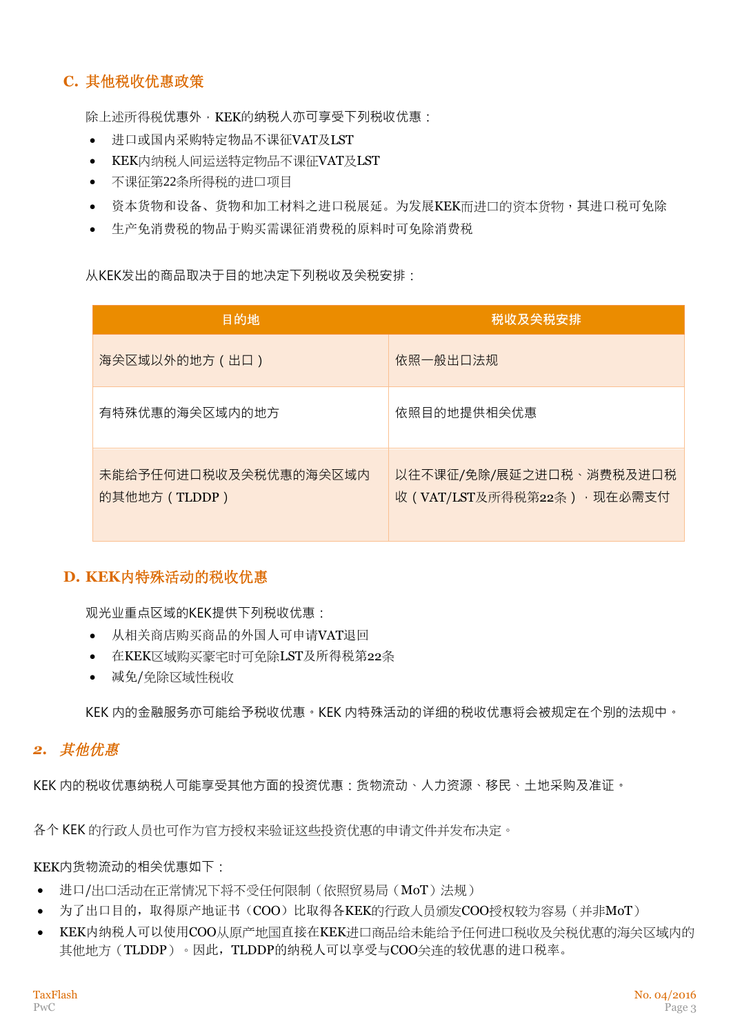## C. 其他税收优惠政策

除上述所得税优惠外，KEK的纳税人亦可享受下列税收优惠：

- 进口或国内采购特定物品不课征VAT及LST
- KEK内纳税人间运送特定物品不课征VAT及LST
- 不课征第22条所得税的进口项目
- 资本货物和设备、货物和加工材料之进口税展延。为发展KEK而进口的资本货物，其进口税可免除
- 生产免消费税的物品于购买需课征消费税的原料时可免除消费税

从KEK发出的商品取决于目的地决定下列税收及关税安排：

| 目的地 | 税收及关税安排 |
|---|---|
| 海关区域以外的地方（出口） | 依照一般出口法规 |
| 有特殊优惠的海关区域内的地方 | 依照目的地提供相关优惠 |
| 未能给予任何进口税收及关税优惠的海关区域内的其他地方（TLDDP） | 以往不课征/免除/展延之进口税、消费税及进口税收（VAT/LST及所得税第22条），现在必需支付 |

## D. KEK内特殊活动的税收优惠

观光业重点区域的KEK提供下列税收优惠：

- 从相关商店购买商品的外国人可申请VAT退回
- 在KEK区域购买豪宅时可免除LST及所得税第22条
- 减免/免除区域性税收

KEK 内的金融服务亦可能给予税收优惠。KEK 内特殊活动的详细的税收优惠将会被规定在个别的法规中。

## 2. *其他优惠*

KEK 内的税收优惠纳税人可能享受其他方面的投资优惠：货物流动、人力资源、移民、土地采购及准证。

各个 KEK 的行政人员也可作为官方授权来验证这些投资优惠的申请文件并发布决定。

KEK内货物流动的相关优惠如下：

- 进口/出口活动在正常情况下将不受任何限制（依照贸易局（MoT）法规）
- 为了出口目的，取得原产地证书（COO）比取得各KEK的行政人员颁发COO授权较为容易（并非MoT）
- KEK内纳税人可以使用COO从原产地国直接在KEK进口商品给未能给予任何进口税收及关税优惠的海关区域内的其他地方（TLDDP）。因此，TLDDP的纳税人可以享受与COO关连的较优惠的进口税率。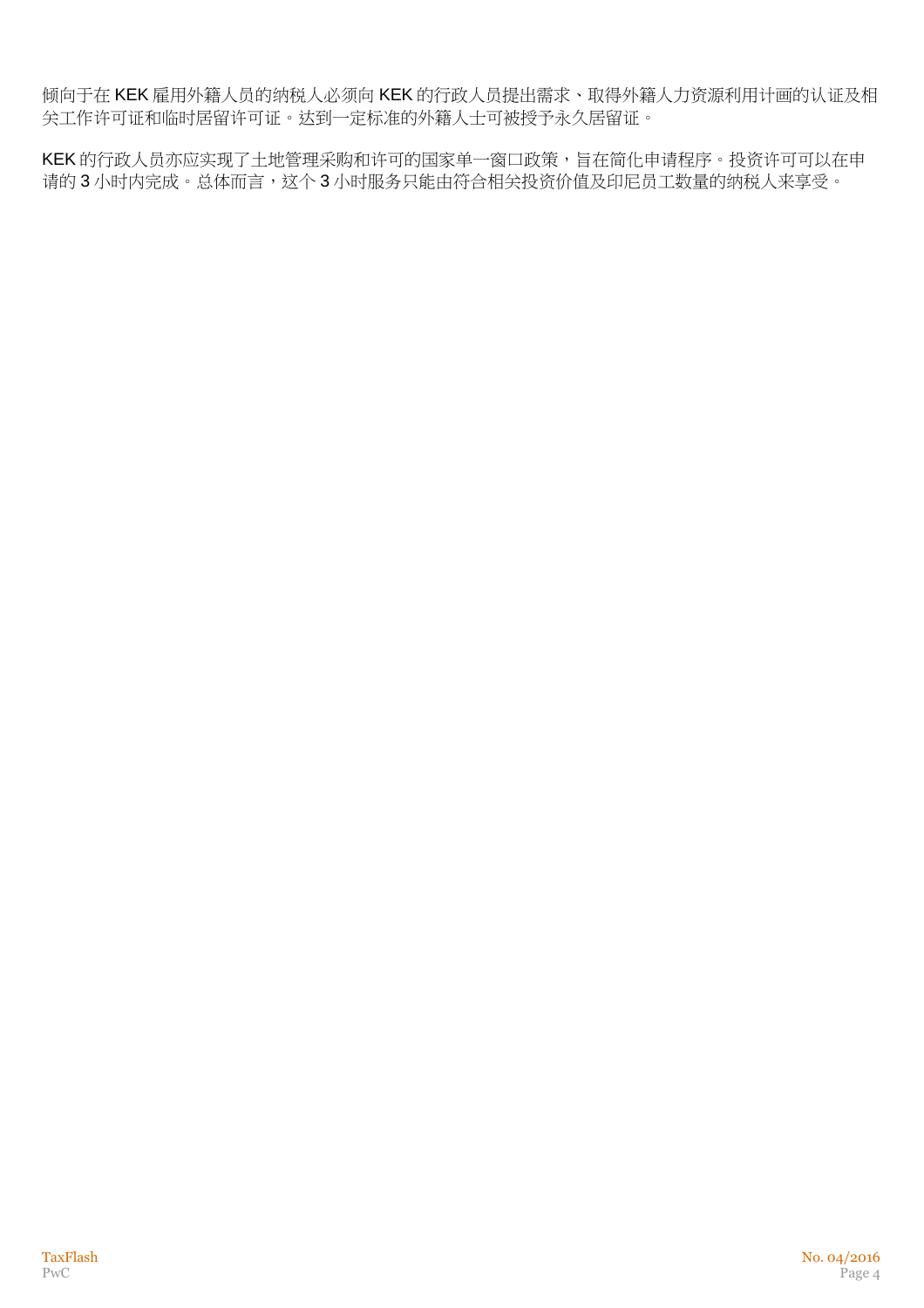倾向于在 KEK 雇用外籍人员的纳税人必须向 KEK 的行政人员提出需求、取得外籍人力资源利用计画的认证及相关工作许可证和临时居留许可证。达到一定标准的外籍人士可被授予永久居留证。

KEK 的行政人员亦应实现了土地管理采购和许可的国家单一窗口政策，旨在简化申请程序。投资许可可以在申请的 3 小时内完成。总体而言，这个 3 小时服务只能由符合相关投资价值及印尼员工数量的纳税人来享受。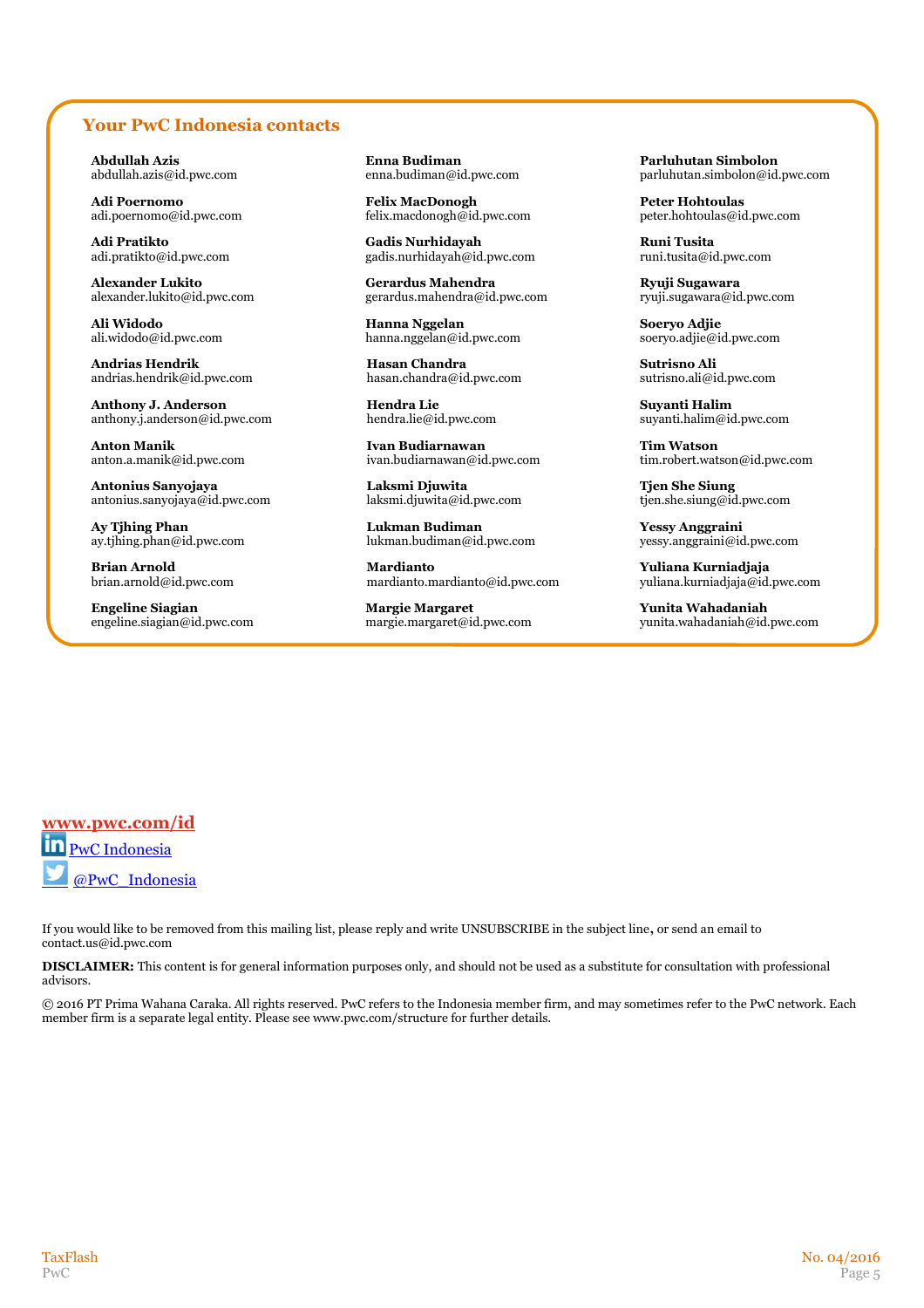## Your PwC Indonesia contacts

**Abdullah Azis**
abdullah.azis@id.pwc.com

**Adi Poernomo**
adi.poernomo@id.pwc.com

**Adi Pratikto**
adi.pratikto@id.pwc.com

**Alexander Lukito**
alexander.lukito@id.pwc.com

**Ali Widodo**
ali.widodo@id.pwc.com

**Andrias Hendrik**
andrias.hendrik@id.pwc.com

**Anthony J. Anderson**
anthony.j.anderson@id.pwc.com

**Anton Manik**
anton.a.manik@id.pwc.com

**Antonius Sanyojaya**
antonius.sanyojaya@id.pwc.com

**Ay Tjhing Phan**
ay.tjhing.phan@id.pwc.com

**Brian Arnold**
brian.arnold@id.pwc.com

**Engeline Siagian**
engeline.siagian@id.pwc.com

**Enna Budiman**
enna.budiman@id.pwc.com

**Felix MacDonogh**
felix.macdonogh@id.pwc.com

**Gadis Nurhidayah**
gadis.nurhidayah@id.pwc.com

**Gerardus Mahendra**
gerardus.mahendra@id.pwc.com

**Hanna Nggelan**
hanna.nggelan@id.pwc.com

**Hasan Chandra**
hasan.chandra@id.pwc.com

**Hendra Lie**
hendra.lie@id.pwc.com

**Ivan Budiarnawan**
ivan.budiarnawan@id.pwc.com

**Laksmi Djuwita**
laksmi.djuwita@id.pwc.com

**Lukman Budiman**
lukman.budiman@id.pwc.com

**Mardianto**
mardianto.mardianto@id.pwc.com

**Margie Margaret**
margie.margaret@id.pwc.com

**Parluhutan Simbolon**
parluhutan.simbolon@id.pwc.com

**Peter Hohtoulas**
peter.hohtoulas@id.pwc.com

**Runi Tusita**
runi.tusita@id.pwc.com

**Ryuji Sugawara**
ryuji.sugawara@id.pwc.com

**Soeryo Adjie**
soeryo.adjie@id.pwc.com

**Sutrisno Ali**
sutrisno.ali@id.pwc.com

**Suyanti Halim**
suyanti.halim@id.pwc.com

**Tim Watson**
tim.robert.watson@id.pwc.com

**Tjen She Siung**
tjen.she.siung@id.pwc.com

**Yessy Anggraini**
yessy.anggraini@id.pwc.com

**Yuliana Kurniadjaja**
yuliana.kurniadjaja@id.pwc.com

**Yunita Wahadaniah**
yunita.wahadaniah@id.pwc.com

**www.pwc.com/id**

PwC Indonesia

@PwC_Indonesia

If you would like to be removed from this mailing list, please reply and write UNSUBSCRIBE in the subject line, or send an email to contact.us@id.pwc.com

**DISCLAIMER:** This content is for general information purposes only, and should not be used as a substitute for consultation with professional advisors.

© 2016 PT Prima Wahana Caraka. All rights reserved. PwC refers to the Indonesia member firm, and may sometimes refer to the PwC network. Each member firm is a separate legal entity. Please see www.pwc.com/structure for further details.